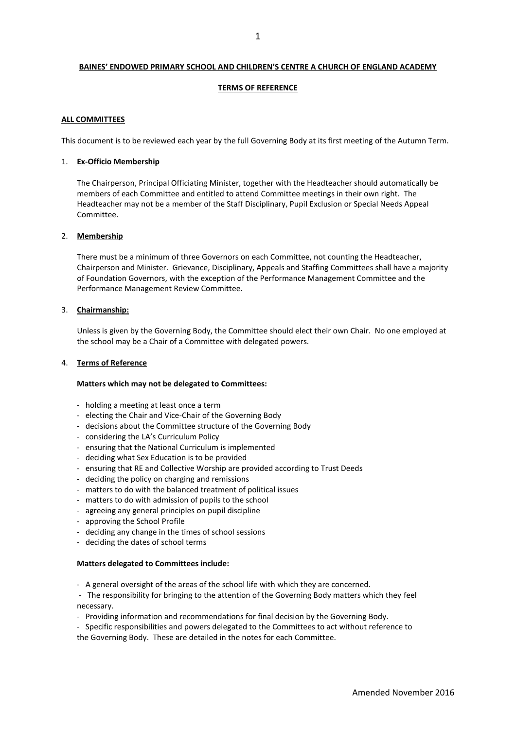**BAINES' ENDOWED PRIMARY SCHOOL AND CHILDREN'S CENTRE A CHURCH OF ENGLAND ACADEMY**

**TERMS OF REFERENCE**

**ALL COMMITTEES**

This document is to be reviewed each year by the full Governing Body at its first meeting of the Autumn Term.

1. **Ex-Officio Membership**

   The Chairperson, Principal Officiating Minister, together with the Headteacher should automatically be members of each Committee and entitled to attend Committee meetings in their own right. The Headteacher may not be a member of the Staff Disciplinary, Pupil Exclusion or Special Needs Appeal Committee.

2. **Membership**

   There must be a minimum of three Governors on each Committee, not counting the Headteacher, Chairperson and Minister. Grievance, Disciplinary, Appeals and Staffing Committees shall have a majority of Foundation Governors, with the exception of the Performance Management Committee and the Performance Management Review Committee.

3. **Chairmanship:**

   Unless is given by the Governing Body, the Committee should elect their own Chair. No one employed at the school may be a Chair of a Committee with delegated powers.

4. **Terms of Reference**

   **Matters which may not be delegated to Committees:**

   - holding a meeting at least once a term
   - electing the Chair and Vice-Chair of the Governing Body
   - decisions about the Committee structure of the Governing Body
   - considering the LA's Curriculum Policy
   - ensuring that the National Curriculum is implemented
   - deciding what Sex Education is to be provided
   - ensuring that RE and Collective Worship are provided according to Trust Deeds
   - deciding the policy on charging and remissions
   - matters to do with the balanced treatment of political issues
   - matters to do with admission of pupils to the school
   - agreeing any general principles on pupil discipline
   - approving the School Profile
   - deciding any change in the times of school sessions
   - deciding the dates of school terms

   **Matters delegated to Committees include:**

   - A general oversight of the areas of the school life with which they are concerned.
   - The responsibility for bringing to the attention of the Governing Body matters which they feel necessary.
   - Providing information and recommendations for final decision by the Governing Body.
   - Specific responsibilities and powers delegated to the Committees to act without reference to the Governing Body. These are detailed in the notes for each Committee.

Amended November 2016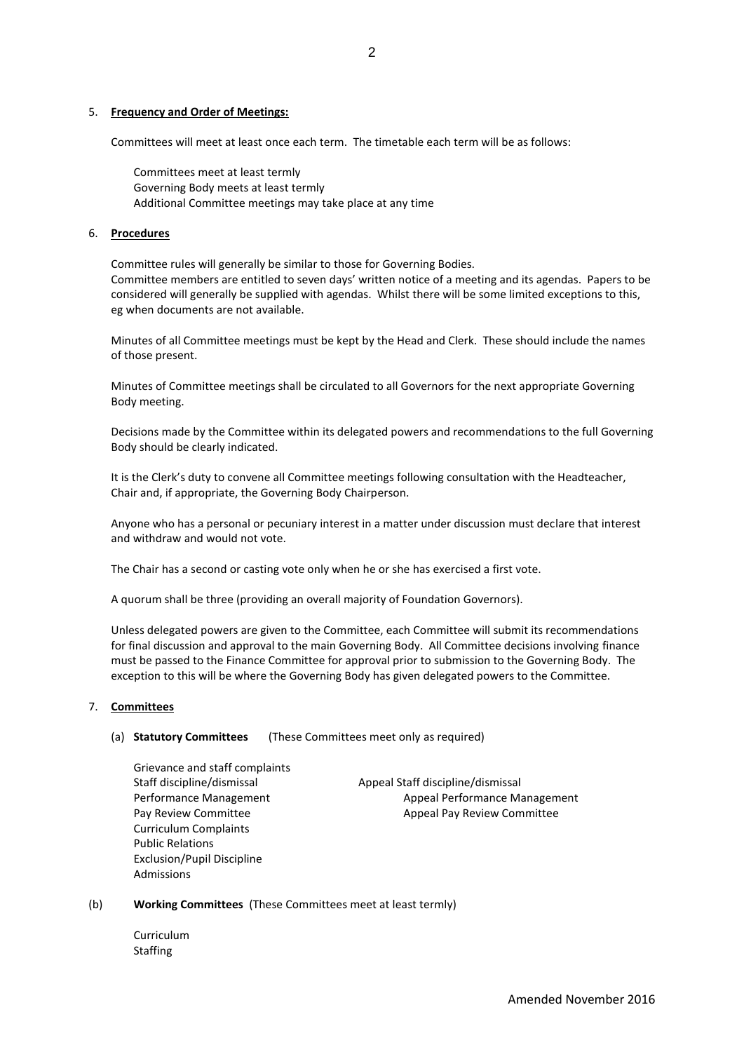5. **Frequency and Order of Meetings:**

Committees will meet at least once each term. The timetable each term will be as follows:

Committees meet at least termly
Governing Body meets at least termly
Additional Committee meetings may take place at any time

6. **Procedures**

Committee rules will generally be similar to those for Governing Bodies.
Committee members are entitled to seven days' written notice of a meeting and its agendas. Papers to be considered will generally be supplied with agendas. Whilst there will be some limited exceptions to this, eg when documents are not available.

Minutes of all Committee meetings must be kept by the Head and Clerk. These should include the names of those present.

Minutes of Committee meetings shall be circulated to all Governors for the next appropriate Governing Body meeting.

Decisions made by the Committee within its delegated powers and recommendations to the full Governing Body should be clearly indicated.

It is the Clerk's duty to convene all Committee meetings following consultation with the Headteacher, Chair and, if appropriate, the Governing Body Chairperson.

Anyone who has a personal or pecuniary interest in a matter under discussion must declare that interest and withdraw and would not vote.

The Chair has a second or casting vote only when he or she has exercised a first vote.

A quorum shall be three (providing an overall majority of Foundation Governors).

Unless delegated powers are given to the Committee, each Committee will submit its recommendations for final discussion and approval to the main Governing Body. All Committee decisions involving finance must be passed to the Finance Committee for approval prior to submission to the Governing Body. The exception to this will be where the Governing Body has given delegated powers to the Committee.

7. **Committees**

(a) **Statutory Committees** (These Committees meet only as required)

Grievance and staff complaints
Staff discipline/dismissal — Appeal Staff discipline/dismissal
Performance Management — Appeal Performance Management
Pay Review Committee — Appeal Pay Review Committee
Curriculum Complaints
Public Relations
Exclusion/Pupil Discipline
Admissions

(b) **Working Committees** (These Committees meet at least termly)

Curriculum
Staffing

Amended November 2016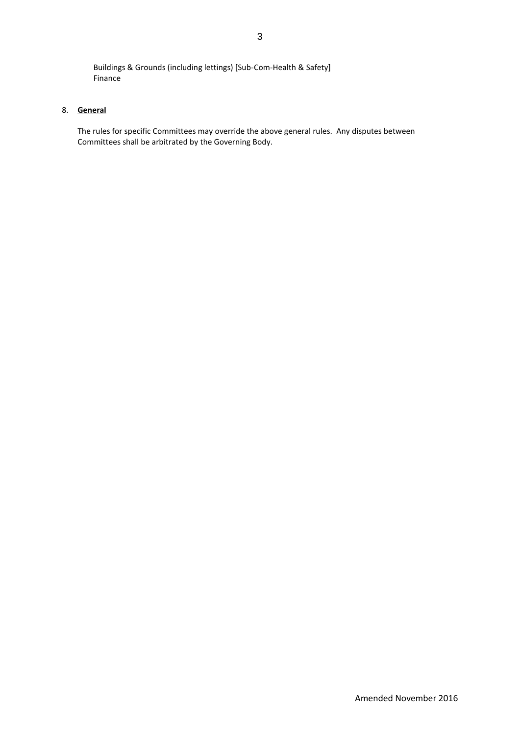Buildings & Grounds (including lettings) [Sub-Com-Health & Safety]
Finance

8. **General**

The rules for specific Committees may override the above general rules. Any disputes between Committees shall be arbitrated by the Governing Body.

Amended November 2016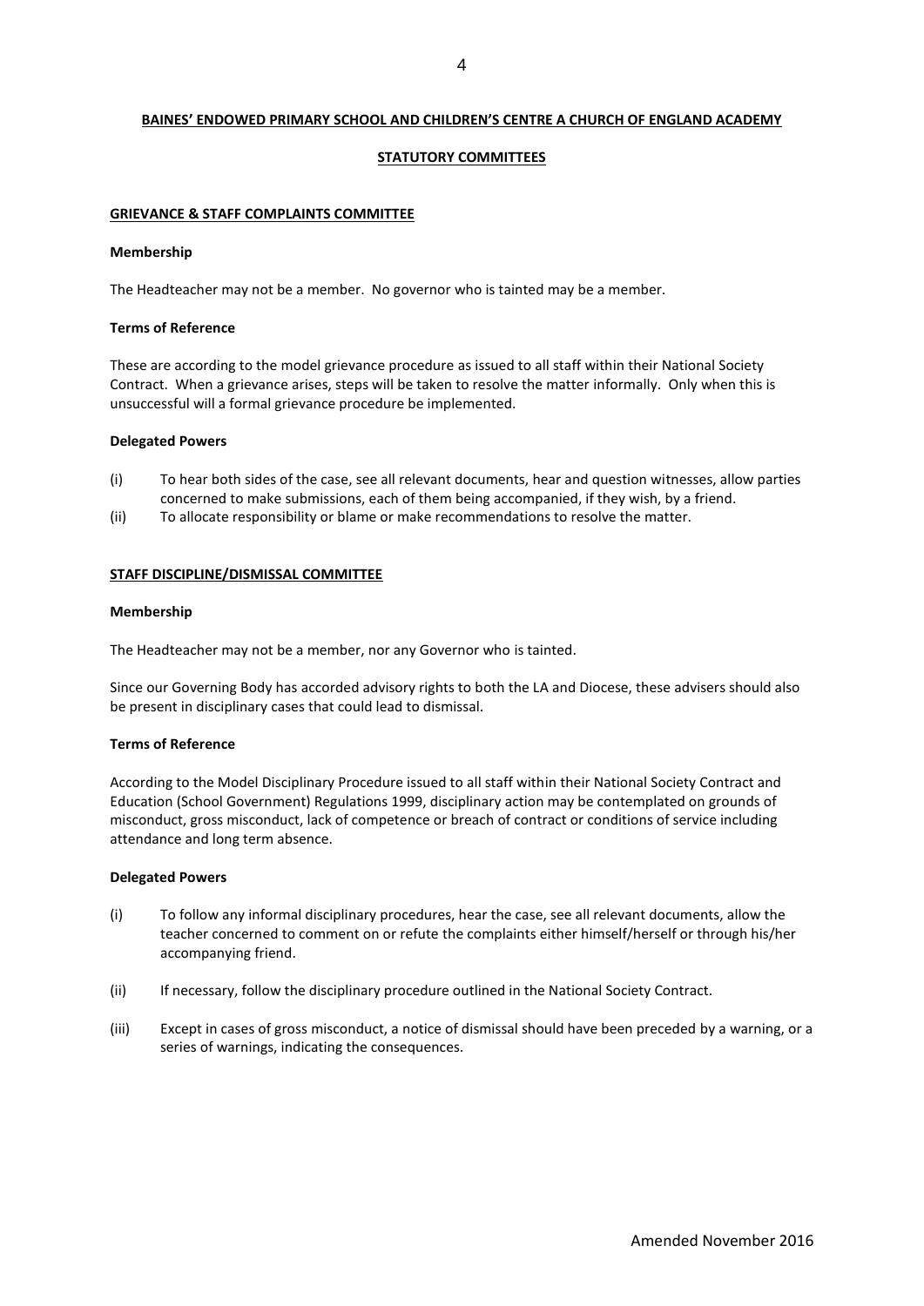**BAINES' ENDOWED PRIMARY SCHOOL AND CHILDREN'S CENTRE A CHURCH OF ENGLAND ACADEMY**

**STATUTORY COMMITTEES**

**GRIEVANCE & STAFF COMPLAINTS COMMITTEE**

**Membership**

The Headteacher may not be a member. No governor who is tainted may be a member.

**Terms of Reference**

These are according to the model grievance procedure as issued to all staff within their National Society Contract. When a grievance arises, steps will be taken to resolve the matter informally. Only when this is unsuccessful will a formal grievance procedure be implemented.

**Delegated Powers**

- (i) To hear both sides of the case, see all relevant documents, hear and question witnesses, allow parties concerned to make submissions, each of them being accompanied, if they wish, by a friend.
- (ii) To allocate responsibility or blame or make recommendations to resolve the matter.

**STAFF DISCIPLINE/DISMISSAL COMMITTEE**

**Membership**

The Headteacher may not be a member, nor any Governor who is tainted.

Since our Governing Body has accorded advisory rights to both the LA and Diocese, these advisers should also be present in disciplinary cases that could lead to dismissal.

**Terms of Reference**

According to the Model Disciplinary Procedure issued to all staff within their National Society Contract and Education (School Government) Regulations 1999, disciplinary action may be contemplated on grounds of misconduct, gross misconduct, lack of competence or breach of contract or conditions of service including attendance and long term absence.

**Delegated Powers**

- (i) To follow any informal disciplinary procedures, hear the case, see all relevant documents, allow the teacher concerned to comment on or refute the complaints either himself/herself or through his/her accompanying friend.
- (ii) If necessary, follow the disciplinary procedure outlined in the National Society Contract.
- (iii) Except in cases of gross misconduct, a notice of dismissal should have been preceded by a warning, or a series of warnings, indicating the consequences.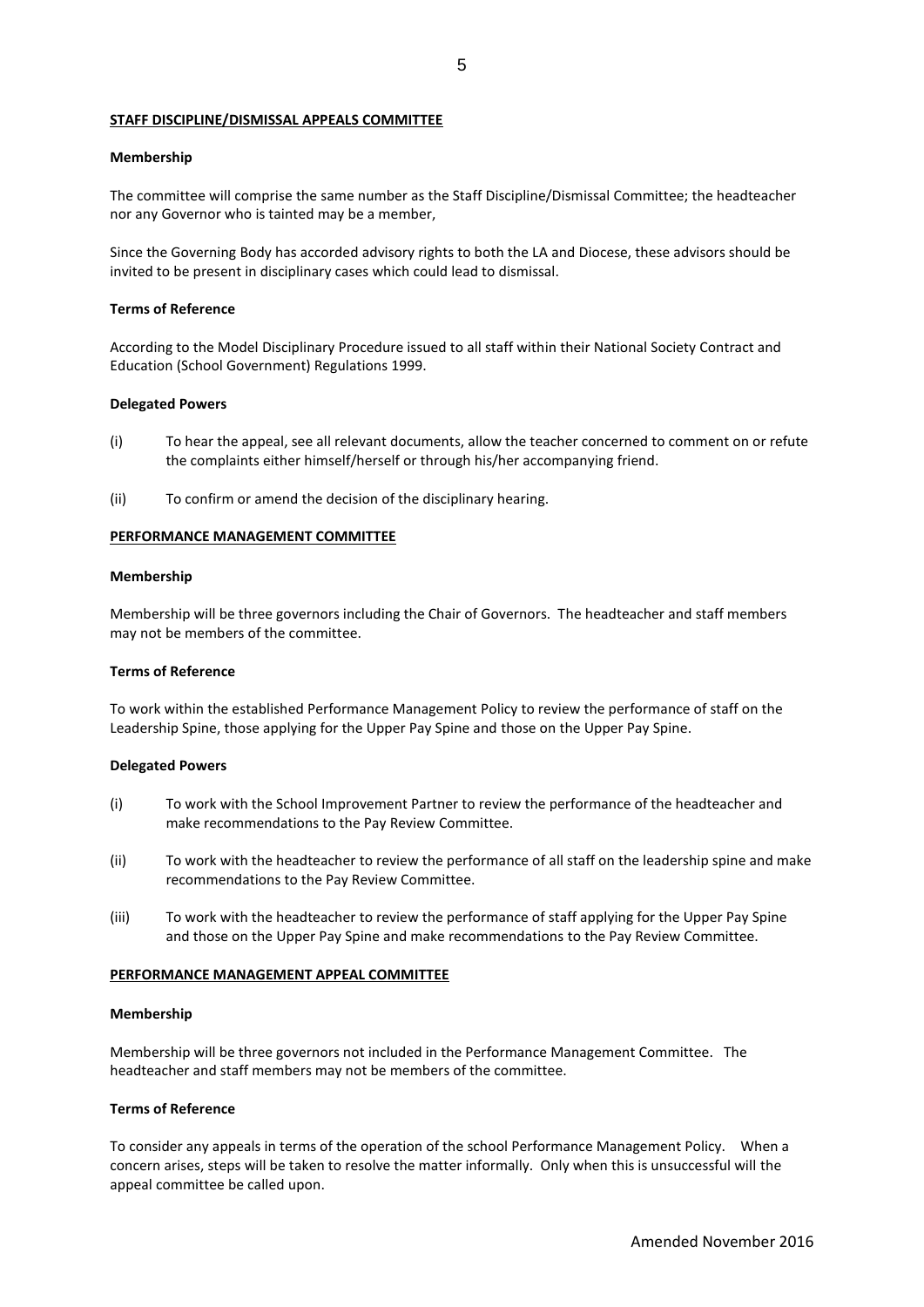**STAFF DISCIPLINE/DISMISSAL APPEALS COMMITTEE**

**Membership**

The committee will comprise the same number as the Staff Discipline/Dismissal Committee; the headteacher nor any Governor who is tainted may be a member,

Since the Governing Body has accorded advisory rights to both the LA and Diocese, these advisors should be invited to be present in disciplinary cases which could lead to dismissal.

**Terms of Reference**

According to the Model Disciplinary Procedure issued to all staff within their National Society Contract and Education (School Government) Regulations 1999.

**Delegated Powers**

(i) To hear the appeal, see all relevant documents, allow the teacher concerned to comment on or refute the complaints either himself/herself or through his/her accompanying friend.

(ii) To confirm or amend the decision of the disciplinary hearing.

**PERFORMANCE MANAGEMENT COMMITTEE**

**Membership**

Membership will be three governors including the Chair of Governors. The headteacher and staff members may not be members of the committee.

**Terms of Reference**

To work within the established Performance Management Policy to review the performance of staff on the Leadership Spine, those applying for the Upper Pay Spine and those on the Upper Pay Spine.

**Delegated Powers**

(i) To work with the School Improvement Partner to review the performance of the headteacher and make recommendations to the Pay Review Committee.

(ii) To work with the headteacher to review the performance of all staff on the leadership spine and make recommendations to the Pay Review Committee.

(iii) To work with the headteacher to review the performance of staff applying for the Upper Pay Spine and those on the Upper Pay Spine and make recommendations to the Pay Review Committee.

**PERFORMANCE MANAGEMENT APPEAL COMMITTEE**

**Membership**

Membership will be three governors not included in the Performance Management Committee. The headteacher and staff members may not be members of the committee.

**Terms of Reference**

To consider any appeals in terms of the operation of the school Performance Management Policy. When a concern arises, steps will be taken to resolve the matter informally. Only when this is unsuccessful will the appeal committee be called upon.

Amended November 2016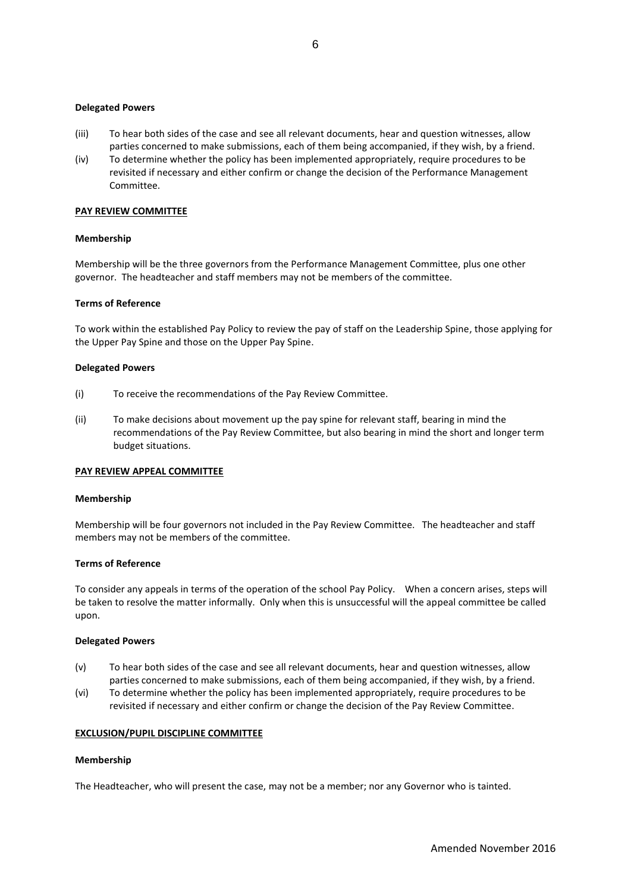**Delegated Powers**

(iii) To hear both sides of the case and see all relevant documents, hear and question witnesses, allow parties concerned to make submissions, each of them being accompanied, if they wish, by a friend.

(iv) To determine whether the policy has been implemented appropriately, require procedures to be revisited if necessary and either confirm or change the decision of the Performance Management Committee.

## PAY REVIEW COMMITTEE

**Membership**

Membership will be the three governors from the Performance Management Committee, plus one other governor. The headteacher and staff members may not be members of the committee.

**Terms of Reference**

To work within the established Pay Policy to review the pay of staff on the Leadership Spine, those applying for the Upper Pay Spine and those on the Upper Pay Spine.

**Delegated Powers**

(i) To receive the recommendations of the Pay Review Committee.

(ii) To make decisions about movement up the pay spine for relevant staff, bearing in mind the recommendations of the Pay Review Committee, but also bearing in mind the short and longer term budget situations.

## PAY REVIEW APPEAL COMMITTEE

**Membership**

Membership will be four governors not included in the Pay Review Committee. The headteacher and staff members may not be members of the committee.

**Terms of Reference**

To consider any appeals in terms of the operation of the school Pay Policy. When a concern arises, steps will be taken to resolve the matter informally. Only when this is unsuccessful will the appeal committee be called upon.

**Delegated Powers**

(v) To hear both sides of the case and see all relevant documents, hear and question witnesses, allow parties concerned to make submissions, each of them being accompanied, if they wish, by a friend.

(vi) To determine whether the policy has been implemented appropriately, require procedures to be revisited if necessary and either confirm or change the decision of the Pay Review Committee.

## EXCLUSION/PUPIL DISCIPLINE COMMITTEE

**Membership**

The Headteacher, who will present the case, may not be a member; nor any Governor who is tainted.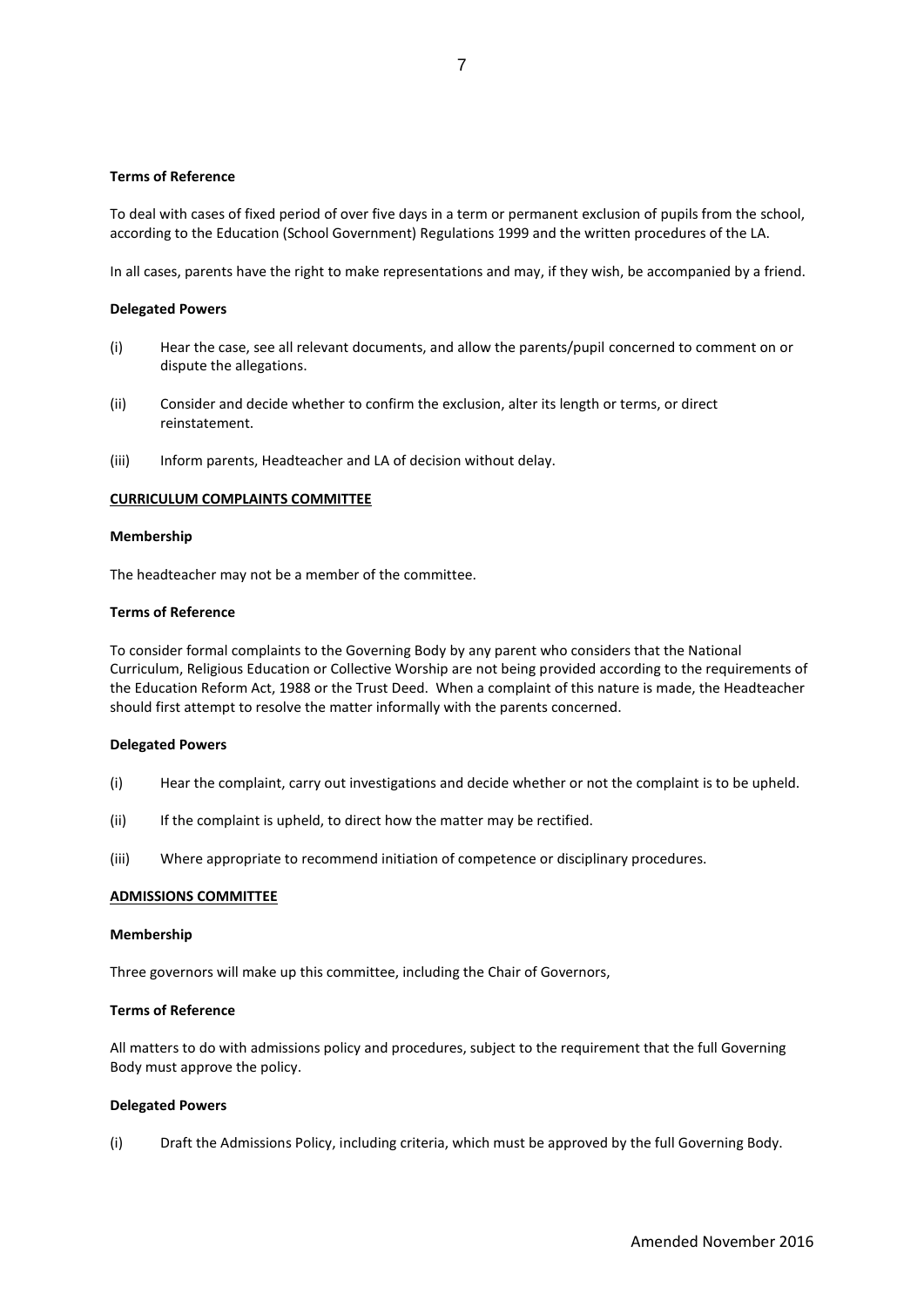**Terms of Reference**

To deal with cases of fixed period of over five days in a term or permanent exclusion of pupils from the school, according to the Education (School Government) Regulations 1999 and the written procedures of the LA.

In all cases, parents have the right to make representations and may, if they wish, be accompanied by a friend.

**Delegated Powers**

(i) Hear the case, see all relevant documents, and allow the parents/pupil concerned to comment on or dispute the allegations.

(ii) Consider and decide whether to confirm the exclusion, alter its length or terms, or direct reinstatement.

(iii) Inform parents, Headteacher and LA of decision without delay.

**CURRICULUM COMPLAINTS COMMITTEE**

**Membership**

The headteacher may not be a member of the committee.

**Terms of Reference**

To consider formal complaints to the Governing Body by any parent who considers that the National Curriculum, Religious Education or Collective Worship are not being provided according to the requirements of the Education Reform Act, 1988 or the Trust Deed. When a complaint of this nature is made, the Headteacher should first attempt to resolve the matter informally with the parents concerned.

**Delegated Powers**

(i) Hear the complaint, carry out investigations and decide whether or not the complaint is to be upheld.

(ii) If the complaint is upheld, to direct how the matter may be rectified.

(iii) Where appropriate to recommend initiation of competence or disciplinary procedures.

**ADMISSIONS COMMITTEE**

**Membership**

Three governors will make up this committee, including the Chair of Governors,

**Terms of Reference**

All matters to do with admissions policy and procedures, subject to the requirement that the full Governing Body must approve the policy.

**Delegated Powers**

(i) Draft the Admissions Policy, including criteria, which must be approved by the full Governing Body.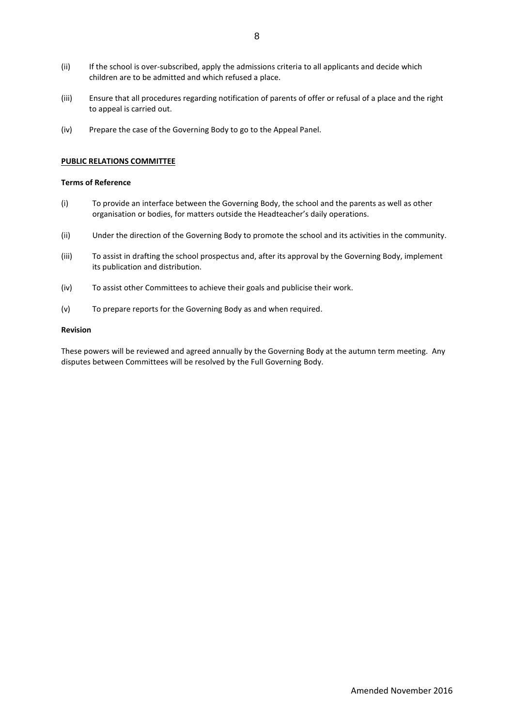(ii) If the school is over-subscribed, apply the admissions criteria to all applicants and decide which children are to be admitted and which refused a place.

(iii) Ensure that all procedures regarding notification of parents of offer or refusal of a place and the right to appeal is carried out.

(iv) Prepare the case of the Governing Body to go to the Appeal Panel.

## PUBLIC RELATIONS COMMITTEE

### Terms of Reference

(i) To provide an interface between the Governing Body, the school and the parents as well as other organisation or bodies, for matters outside the Headteacher's daily operations.

(ii) Under the direction of the Governing Body to promote the school and its activities in the community.

(iii) To assist in drafting the school prospectus and, after its approval by the Governing Body, implement its publication and distribution.

(iv) To assist other Committees to achieve their goals and publicise their work.

(v) To prepare reports for the Governing Body as and when required.

### Revision

These powers will be reviewed and agreed annually by the Governing Body at the autumn term meeting. Any disputes between Committees will be resolved by the Full Governing Body.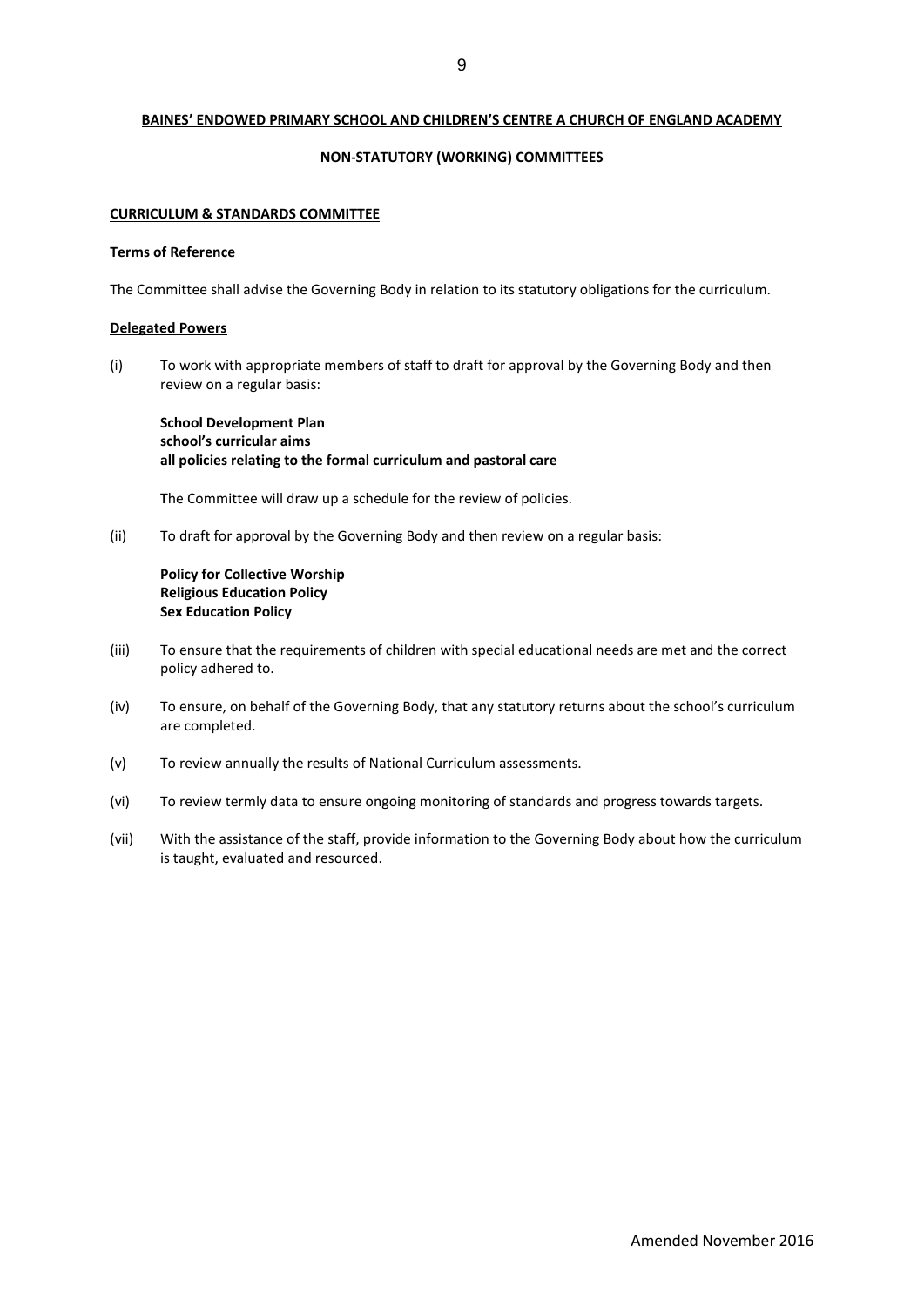## BAINES' ENDOWED PRIMARY SCHOOL AND CHILDREN'S CENTRE A CHURCH OF ENGLAND ACADEMY

## NON-STATUTORY (WORKING) COMMITTEES

### CURRICULUM & STANDARDS COMMITTEE

#### Terms of Reference

The Committee shall advise the Governing Body in relation to its statutory obligations for the curriculum.

#### Delegated Powers

(i) To work with appropriate members of staff to draft for approval by the Governing Body and then review on a regular basis:

**School Development Plan**
**school's curricular aims**
**all policies relating to the formal curriculum and pastoral care**

**T**he Committee will draw up a schedule for the review of policies.

(ii) To draft for approval by the Governing Body and then review on a regular basis:

**Policy for Collective Worship**
**Religious Education Policy**
**Sex Education Policy**

(iii) To ensure that the requirements of children with special educational needs are met and the correct policy adhered to.

(iv) To ensure, on behalf of the Governing Body, that any statutory returns about the school's curriculum are completed.

(v) To review annually the results of National Curriculum assessments.

(vi) To review termly data to ensure ongoing monitoring of standards and progress towards targets.

(vii) With the assistance of the staff, provide information to the Governing Body about how the curriculum is taught, evaluated and resourced.

Amended November 2016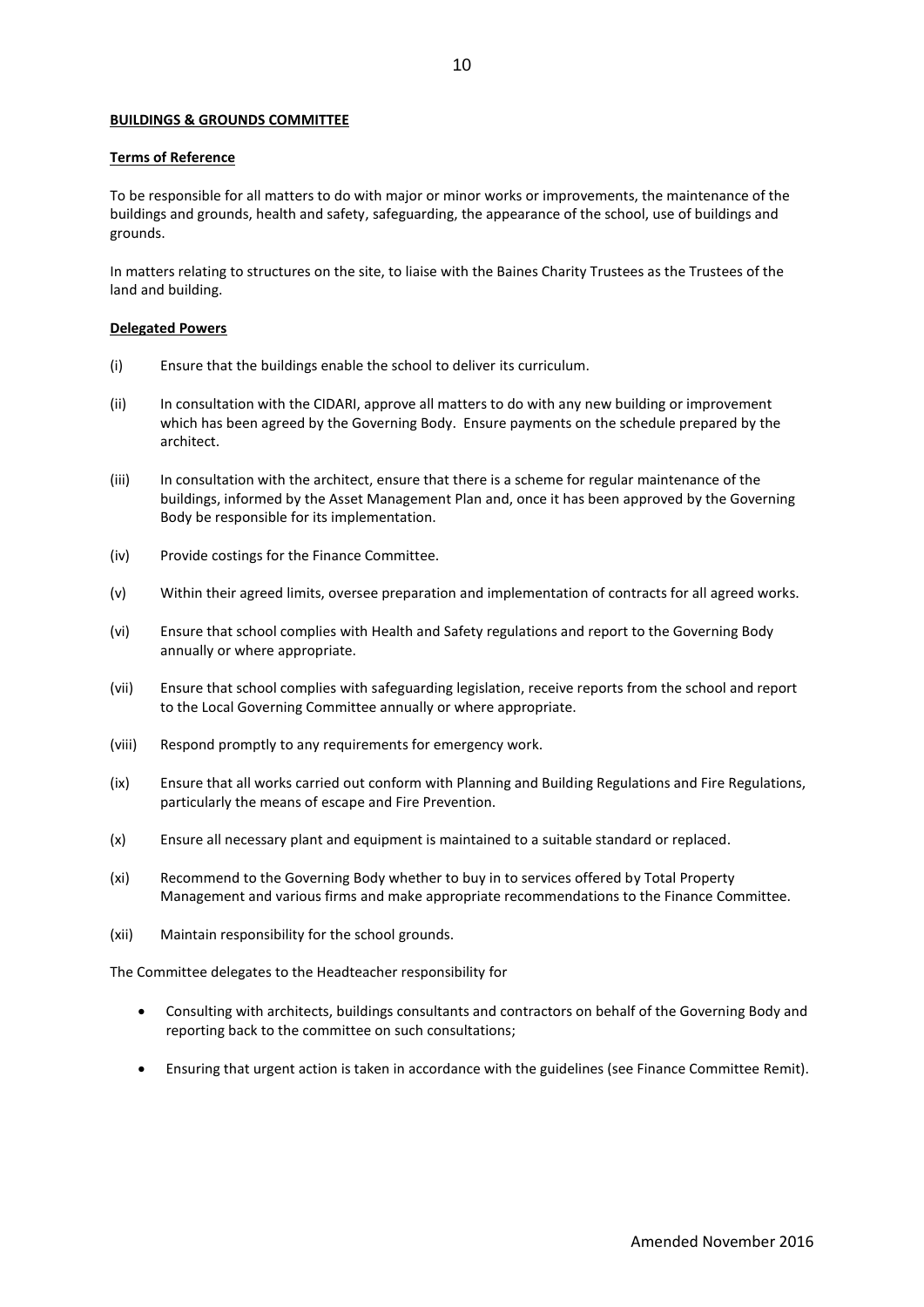**BUILDINGS & GROUNDS COMMITTEE**

**Terms of Reference**

To be responsible for all matters to do with major or minor works or improvements, the maintenance of the buildings and grounds, health and safety, safeguarding, the appearance of the school, use of buildings and grounds.

In matters relating to structures on the site, to liaise with the Baines Charity Trustees as the Trustees of the land and building.

**Delegated Powers**

(i) Ensure that the buildings enable the school to deliver its curriculum.

(ii) In consultation with the CIDARI, approve all matters to do with any new building or improvement which has been agreed by the Governing Body. Ensure payments on the schedule prepared by the architect.

(iii) In consultation with the architect, ensure that there is a scheme for regular maintenance of the buildings, informed by the Asset Management Plan and, once it has been approved by the Governing Body be responsible for its implementation.

(iv) Provide costings for the Finance Committee.

(v) Within their agreed limits, oversee preparation and implementation of contracts for all agreed works.

(vi) Ensure that school complies with Health and Safety regulations and report to the Governing Body annually or where appropriate.

(vii) Ensure that school complies with safeguarding legislation, receive reports from the school and report to the Local Governing Committee annually or where appropriate.

(viii) Respond promptly to any requirements for emergency work.

(ix) Ensure that all works carried out conform with Planning and Building Regulations and Fire Regulations, particularly the means of escape and Fire Prevention.

(x) Ensure all necessary plant and equipment is maintained to a suitable standard or replaced.

(xi) Recommend to the Governing Body whether to buy in to services offered by Total Property Management and various firms and make appropriate recommendations to the Finance Committee.

(xii) Maintain responsibility for the school grounds.

The Committee delegates to the Headteacher responsibility for

- Consulting with architects, buildings consultants and contractors on behalf of the Governing Body and reporting back to the committee on such consultations;
- Ensuring that urgent action is taken in accordance with the guidelines (see Finance Committee Remit).

Amended November 2016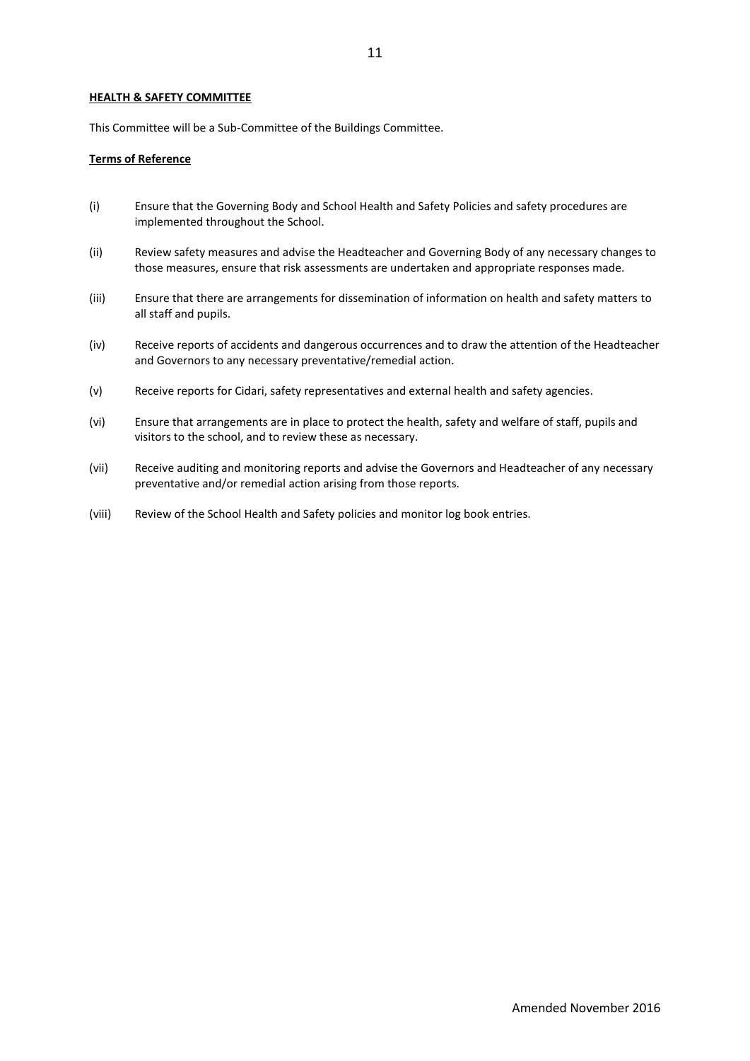**HEALTH & SAFETY COMMITTEE**

This Committee will be a Sub-Committee of the Buildings Committee.

**Terms of Reference**

(i) Ensure that the Governing Body and School Health and Safety Policies and safety procedures are implemented throughout the School.

(ii) Review safety measures and advise the Headteacher and Governing Body of any necessary changes to those measures, ensure that risk assessments are undertaken and appropriate responses made.

(iii) Ensure that there are arrangements for dissemination of information on health and safety matters to all staff and pupils.

(iv) Receive reports of accidents and dangerous occurrences and to draw the attention of the Headteacher and Governors to any necessary preventative/remedial action.

(v) Receive reports for Cidari, safety representatives and external health and safety agencies.

(vi) Ensure that arrangements are in place to protect the health, safety and welfare of staff, pupils and visitors to the school, and to review these as necessary.

(vii) Receive auditing and monitoring reports and advise the Governors and Headteacher of any necessary preventative and/or remedial action arising from those reports.

(viii) Review of the School Health and Safety policies and monitor log book entries.

Amended November 2016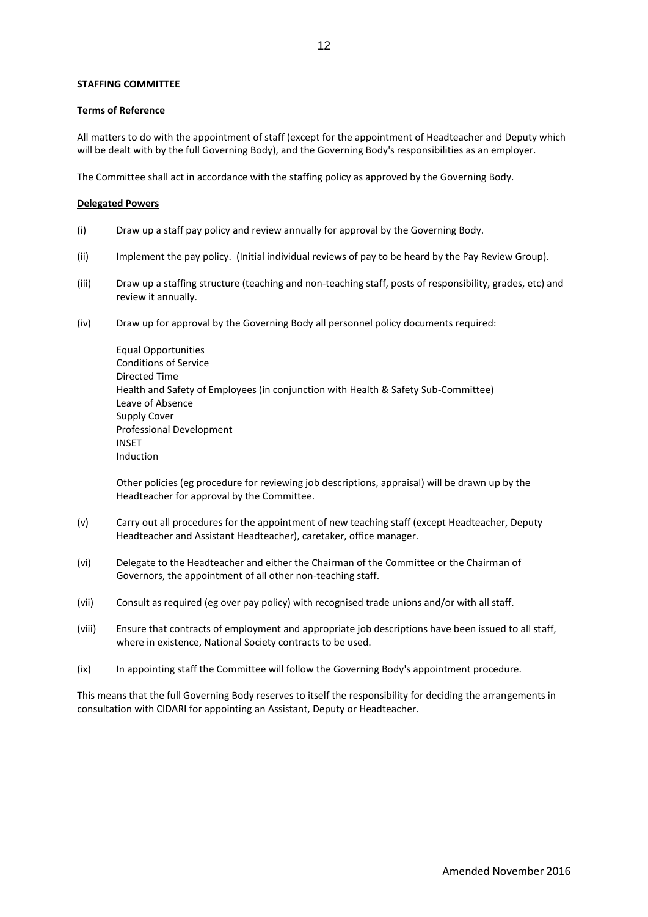**STAFFING COMMITTEE**

**Terms of Reference**

All matters to do with the appointment of staff (except for the appointment of Headteacher and Deputy which will be dealt with by the full Governing Body), and the Governing Body's responsibilities as an employer.

The Committee shall act in accordance with the staffing policy as approved by the Governing Body.

**Delegated Powers**

(i) Draw up a staff pay policy and review annually for approval by the Governing Body.

(ii) Implement the pay policy. (Initial individual reviews of pay to be heard by the Pay Review Group).

(iii) Draw up a staffing structure (teaching and non-teaching staff, posts of responsibility, grades, etc) and review it annually.

(iv) Draw up for approval by the Governing Body all personnel policy documents required:

Equal Opportunities
Conditions of Service
Directed Time
Health and Safety of Employees (in conjunction with Health & Safety Sub-Committee)
Leave of Absence
Supply Cover
Professional Development
INSET
Induction

Other policies (eg procedure for reviewing job descriptions, appraisal) will be drawn up by the Headteacher for approval by the Committee.

(v) Carry out all procedures for the appointment of new teaching staff (except Headteacher, Deputy Headteacher and Assistant Headteacher), caretaker, office manager.

(vi) Delegate to the Headteacher and either the Chairman of the Committee or the Chairman of Governors, the appointment of all other non-teaching staff.

(vii) Consult as required (eg over pay policy) with recognised trade unions and/or with all staff.

(viii) Ensure that contracts of employment and appropriate job descriptions have been issued to all staff, where in existence, National Society contracts to be used.

(ix) In appointing staff the Committee will follow the Governing Body's appointment procedure.

This means that the full Governing Body reserves to itself the responsibility for deciding the arrangements in consultation with CIDARI for appointing an Assistant, Deputy or Headteacher.

Amended November 2016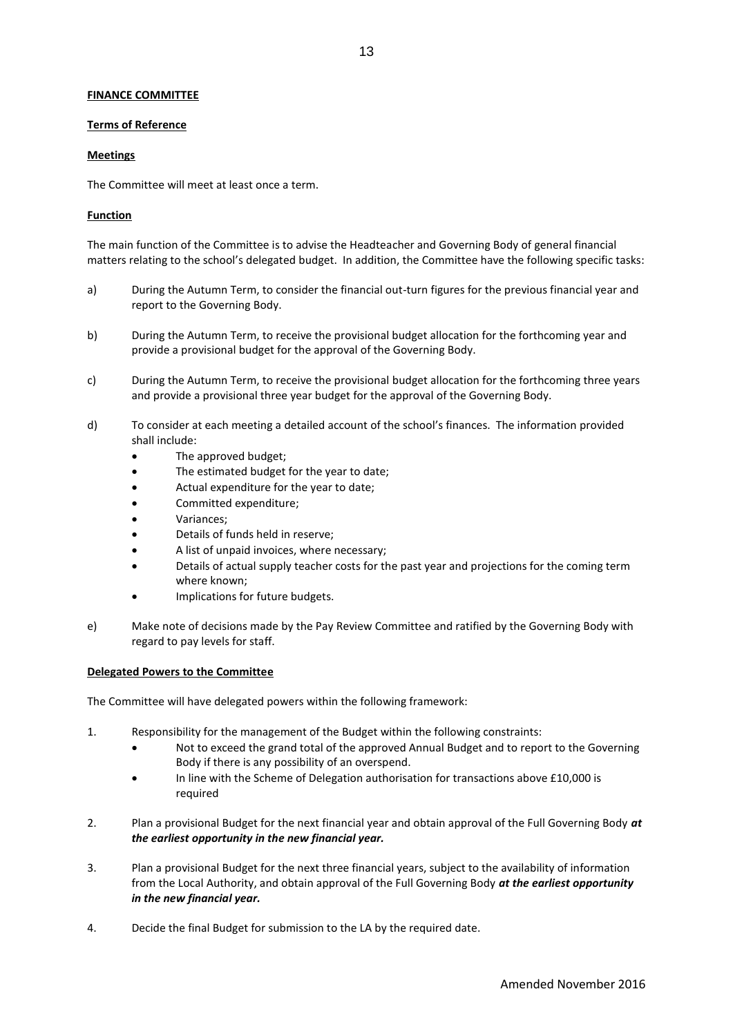**FINANCE COMMITTEE**

**Terms of Reference**

**Meetings**

The Committee will meet at least once a term.

**Function**

The main function of the Committee is to advise the Headteacher and Governing Body of general financial matters relating to the school's delegated budget. In addition, the Committee have the following specific tasks:

a) During the Autumn Term, to consider the financial out-turn figures for the previous financial year and report to the Governing Body.

b) During the Autumn Term, to receive the provisional budget allocation for the forthcoming year and provide a provisional budget for the approval of the Governing Body.

c) During the Autumn Term, to receive the provisional budget allocation for the forthcoming three years and provide a provisional three year budget for the approval of the Governing Body.

d) To consider at each meeting a detailed account of the school's finances. The information provided shall include:
   - The approved budget;
   - The estimated budget for the year to date;
   - Actual expenditure for the year to date;
   - Committed expenditure;
   - Variances;
   - Details of funds held in reserve;
   - A list of unpaid invoices, where necessary;
   - Details of actual supply teacher costs for the past year and projections for the coming term where known;
   - Implications for future budgets.

e) Make note of decisions made by the Pay Review Committee and ratified by the Governing Body with regard to pay levels for staff.

**Delegated Powers to the Committee**

The Committee will have delegated powers within the following framework:

1. Responsibility for the management of the Budget within the following constraints:
   - Not to exceed the grand total of the approved Annual Budget and to report to the Governing Body if there is any possibility of an overspend.
   - In line with the Scheme of Delegation authorisation for transactions above £10,000 is required

2. Plan a provisional Budget for the next financial year and obtain approval of the Full Governing Body ***at the earliest opportunity in the new financial year.***

3. Plan a provisional Budget for the next three financial years, subject to the availability of information from the Local Authority, and obtain approval of the Full Governing Body ***at the earliest opportunity in the new financial year.***

4. Decide the final Budget for submission to the LA by the required date.

Amended November 2016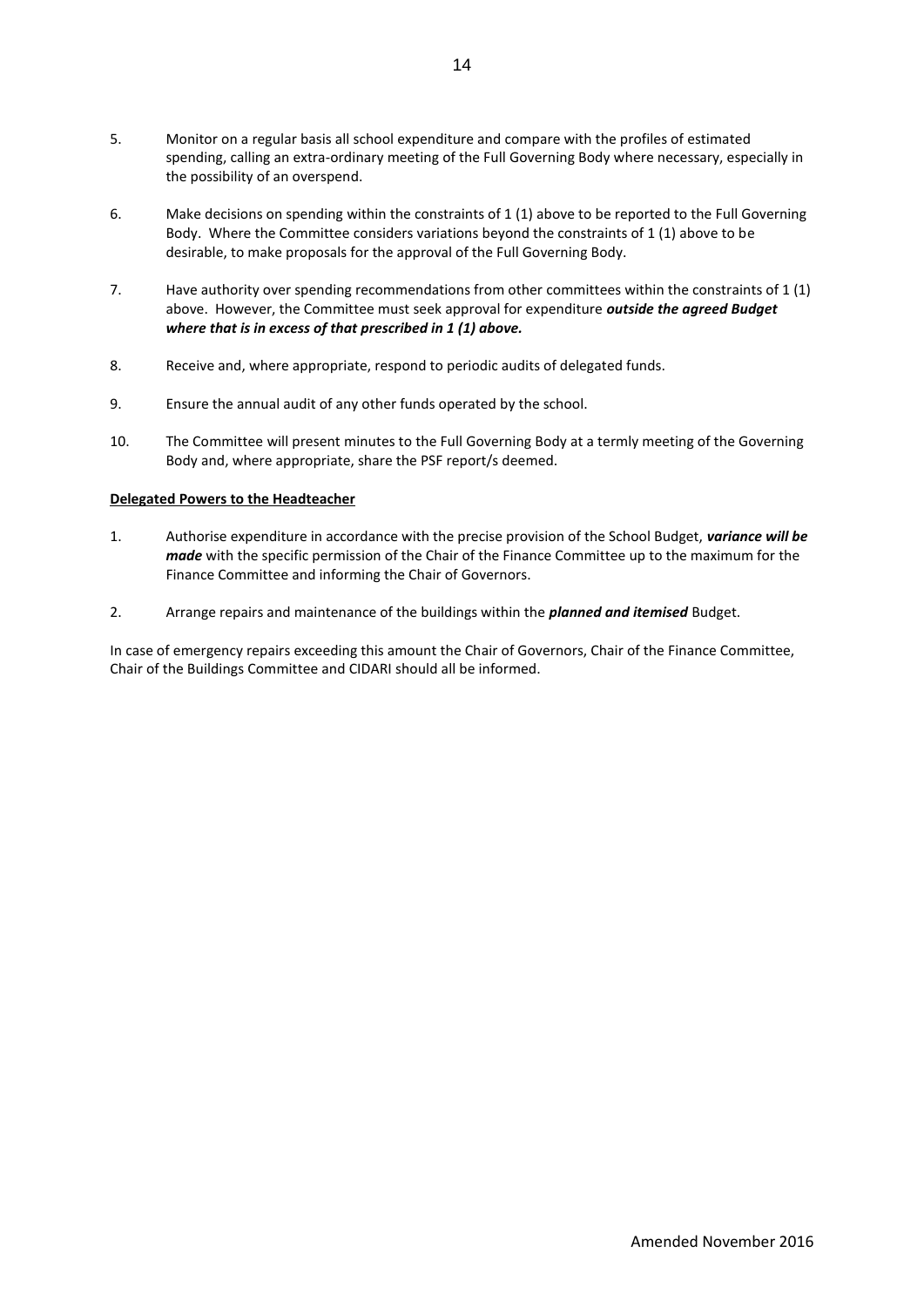5. Monitor on a regular basis all school expenditure and compare with the profiles of estimated spending, calling an extra-ordinary meeting of the Full Governing Body where necessary, especially in the possibility of an overspend.

6. Make decisions on spending within the constraints of 1 (1) above to be reported to the Full Governing Body. Where the Committee considers variations beyond the constraints of 1 (1) above to be desirable, to make proposals for the approval of the Full Governing Body.

7. Have authority over spending recommendations from other committees within the constraints of 1 (1) above. However, the Committee must seek approval for expenditure ***outside the agreed Budget where that is in excess of that prescribed in 1 (1) above.***

8. Receive and, where appropriate, respond to periodic audits of delegated funds.

9. Ensure the annual audit of any other funds operated by the school.

10. The Committee will present minutes to the Full Governing Body at a termly meeting of the Governing Body and, where appropriate, share the PSF report/s deemed.

**Delegated Powers to the Headteacher**

1. Authorise expenditure in accordance with the precise provision of the School Budget, ***variance will be made*** with the specific permission of the Chair of the Finance Committee up to the maximum for the Finance Committee and informing the Chair of Governors.

2. Arrange repairs and maintenance of the buildings within the ***planned and itemised*** Budget.

In case of emergency repairs exceeding this amount the Chair of Governors, Chair of the Finance Committee, Chair of the Buildings Committee and CIDARI should all be informed.

Amended November 2016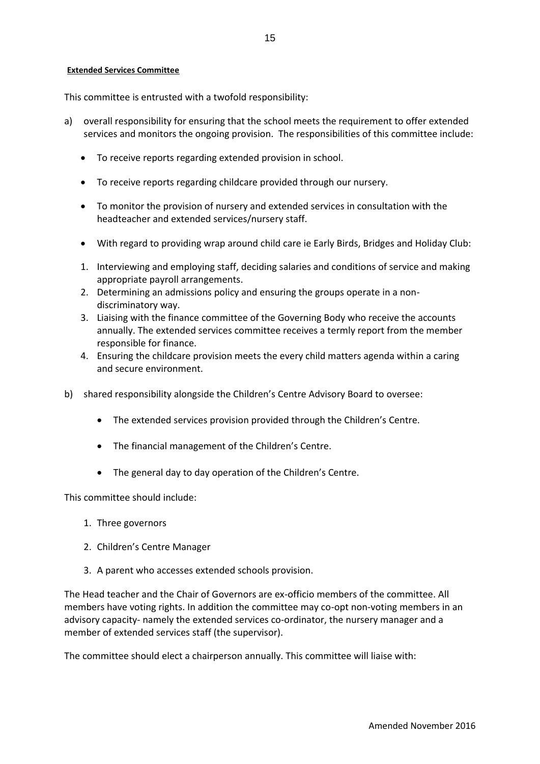**Extended Services Committee**

This committee is entrusted with a twofold responsibility:

a) overall responsibility for ensuring that the school meets the requirement to offer extended services and monitors the ongoing provision. The responsibilities of this committee include:

   - To receive reports regarding extended provision in school.
   - To receive reports regarding childcare provided through our nursery.
   - To monitor the provision of nursery and extended services in consultation with the headteacher and extended services/nursery staff.
   - With regard to providing wrap around child care ie Early Birds, Bridges and Holiday Club:

   1. Interviewing and employing staff, deciding salaries and conditions of service and making appropriate payroll arrangements.
   2. Determining an admissions policy and ensuring the groups operate in a non-discriminatory way.
   3. Liaising with the finance committee of the Governing Body who receive the accounts annually. The extended services committee receives a termly report from the member responsible for finance.
   4. Ensuring the childcare provision meets the every child matters agenda within a caring and secure environment.

b) shared responsibility alongside the Children's Centre Advisory Board to oversee:

   - The extended services provision provided through the Children's Centre.
   - The financial management of the Children's Centre.
   - The general day to day operation of the Children's Centre.

This committee should include:

1. Three governors
2. Children's Centre Manager
3. A parent who accesses extended schools provision.

The Head teacher and the Chair of Governors are ex-officio members of the committee. All members have voting rights. In addition the committee may co-opt non-voting members in an advisory capacity- namely the extended services co-ordinator, the nursery manager and a member of extended services staff (the supervisor).

The committee should elect a chairperson annually. This committee will liaise with:

Amended November 2016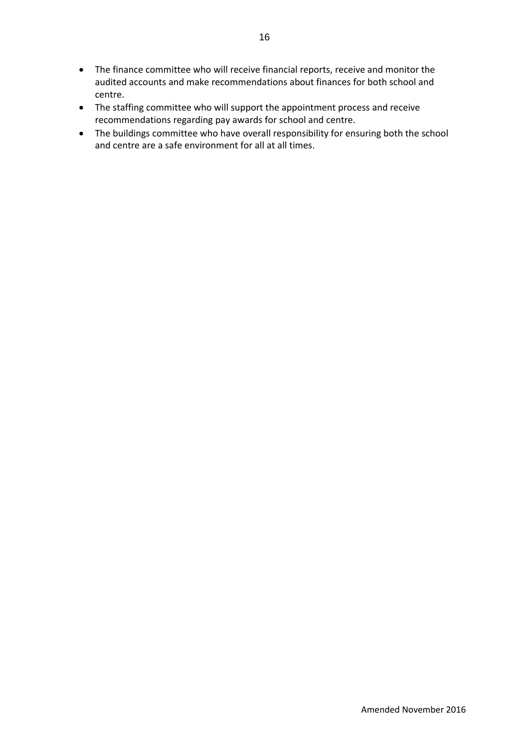- The finance committee who will receive financial reports, receive and monitor the audited accounts and make recommendations about finances for both school and centre.
- The staffing committee who will support the appointment process and receive recommendations regarding pay awards for school and centre.
- The buildings committee who have overall responsibility for ensuring both the school and centre are a safe environment for all at all times.